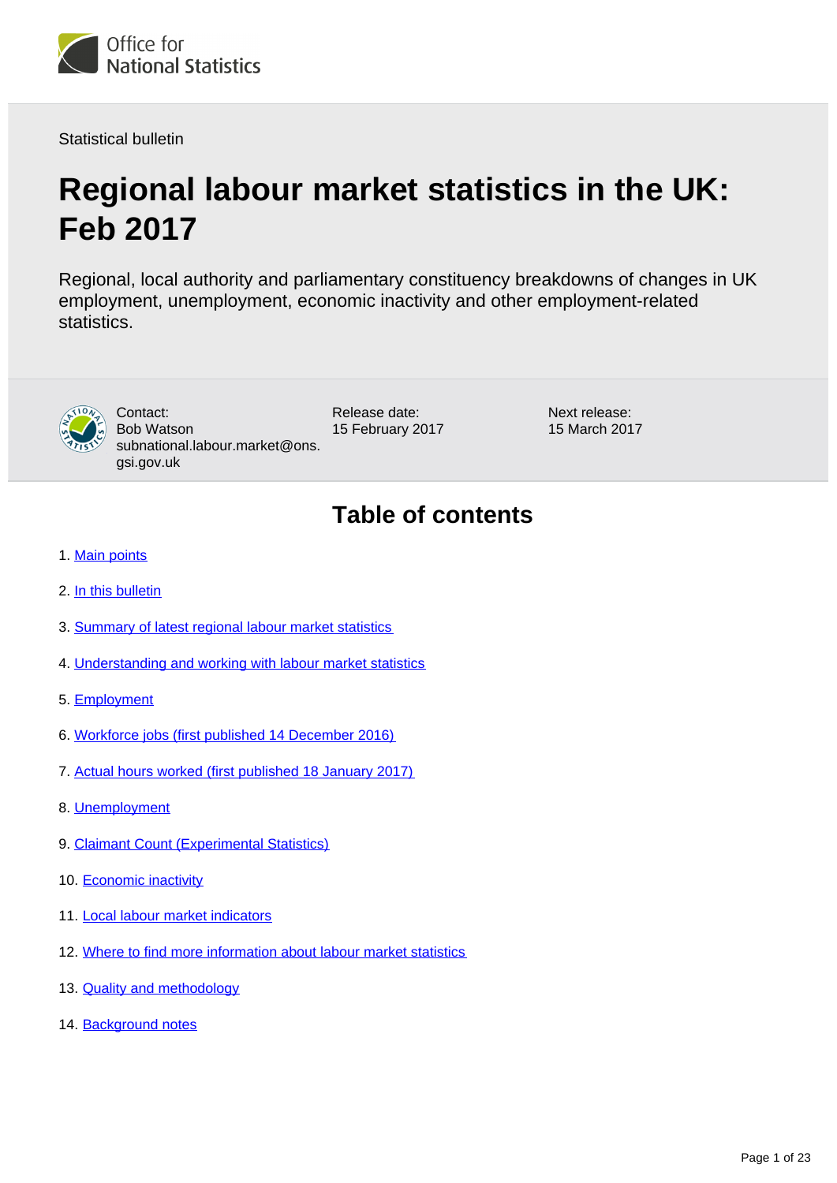Office for National Statistics

Statistical bulletin

# Regional labour market statistics in the UK: Feb 2017

Regional, local authority and parliamentary constituency breakdowns of changes in UK employment, unemployment, economic inactivity and other employment-related statistics.

Contact:
Bob Watson
subnational.labour.market@ons.gsi.gov.uk

Release date:
15 February 2017

Next release:
15 March 2017

## Table of contents

1. Main points
2. In this bulletin
3. Summary of latest regional labour market statistics
4. Understanding and working with labour market statistics
5. Employment
6. Workforce jobs (first published 14 December 2016)
7. Actual hours worked (first published 18 January 2017)
8. Unemployment
9. Claimant Count (Experimental Statistics)
10. Economic inactivity
11. Local labour market indicators
12. Where to find more information about labour market statistics
13. Quality and methodology
14. Background notes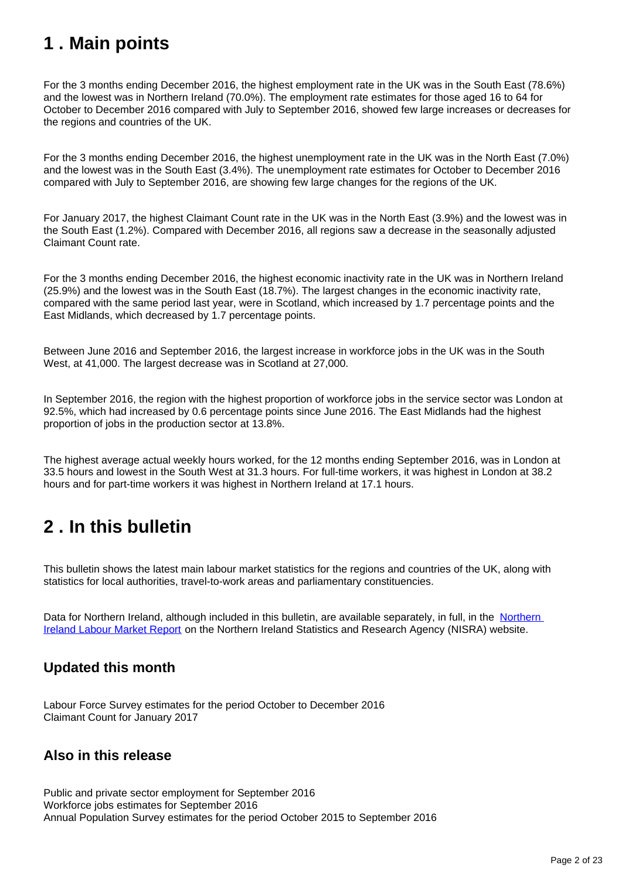## 1 . Main points

For the 3 months ending December 2016, the highest employment rate in the UK was in the South East (78.6%) and the lowest was in Northern Ireland (70.0%). The employment rate estimates for those aged 16 to 64 for October to December 2016 compared with July to September 2016, showed few large increases or decreases for the regions and countries of the UK.

For the 3 months ending December 2016, the highest unemployment rate in the UK was in the North East (7.0%) and the lowest was in the South East (3.4%). The unemployment rate estimates for October to December 2016 compared with July to September 2016, are showing few large changes for the regions of the UK.

For January 2017, the highest Claimant Count rate in the UK was in the North East (3.9%) and the lowest was in the South East (1.2%). Compared with December 2016, all regions saw a decrease in the seasonally adjusted Claimant Count rate.

For the 3 months ending December 2016, the highest economic inactivity rate in the UK was in Northern Ireland (25.9%) and the lowest was in the South East (18.7%). The largest changes in the economic inactivity rate, compared with the same period last year, were in Scotland, which increased by 1.7 percentage points and the East Midlands, which decreased by 1.7 percentage points.

Between June 2016 and September 2016, the largest increase in workforce jobs in the UK was in the South West, at 41,000. The largest decrease was in Scotland at 27,000.

In September 2016, the region with the highest proportion of workforce jobs in the service sector was London at 92.5%, which had increased by 0.6 percentage points since June 2016. The East Midlands had the highest proportion of jobs in the production sector at 13.8%.

The highest average actual weekly hours worked, for the 12 months ending September 2016, was in London at 33.5 hours and lowest in the South West at 31.3 hours. For full-time workers, it was highest in London at 38.2 hours and for part-time workers it was highest in Northern Ireland at 17.1 hours.

## 2 . In this bulletin

This bulletin shows the latest main labour market statistics for the regions and countries of the UK, along with statistics for local authorities, travel-to-work areas and parliamentary constituencies.

Data for Northern Ireland, although included in this bulletin, are available separately, in full, in the Northern Ireland Labour Market Report on the Northern Ireland Statistics and Research Agency (NISRA) website.

### Updated this month

Labour Force Survey estimates for the period October to December 2016
Claimant Count for January 2017

### Also in this release

Public and private sector employment for September 2016
Workforce jobs estimates for September 2016
Annual Population Survey estimates for the period October 2015 to September 2016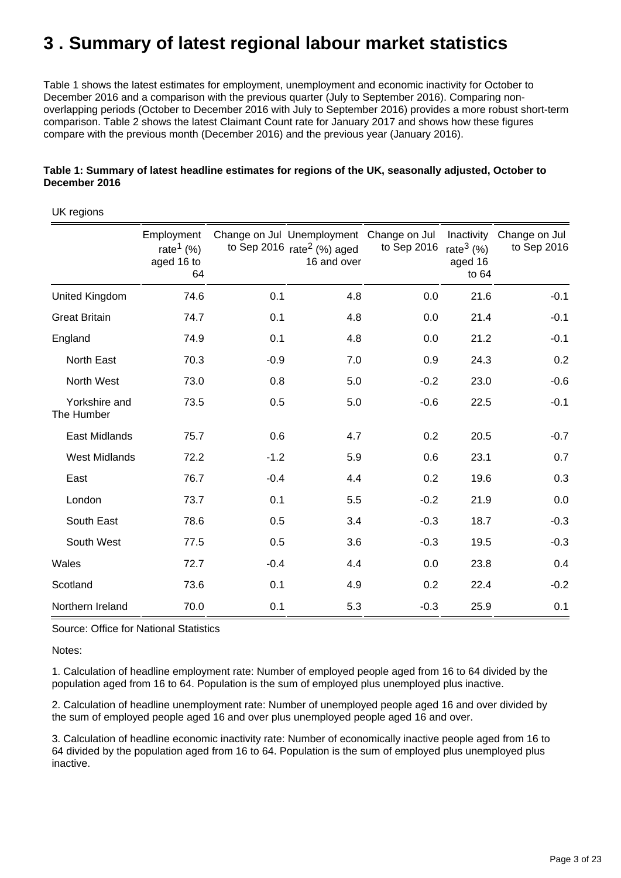# 3 . Summary of latest regional labour market statistics

Table 1 shows the latest estimates for employment, unemployment and economic inactivity for October to December 2016 and a comparison with the previous quarter (July to September 2016). Comparing non-overlapping periods (October to December 2016 with July to September 2016) provides a more robust short-term comparison. Table 2 shows the latest Claimant Count rate for January 2017 and shows how these figures compare with the previous month (December 2016) and the previous year (January 2016).

**Table 1: Summary of latest headline estimates for regions of the UK, seasonally adjusted, October to December 2016**

UK regions

| | Employment rate[1] (%) aged 16 to 64 | Change on Jul to Sep 2016 | Unemployment rate[2] (%) aged 16 and over | Change on Jul to Sep 2016 | Inactivity rate[3] (%) aged 16 to 64 | Change on Jul to Sep 2016 |
|---|---|---|---|---|---|---|
| United Kingdom | 74.6 | 0.1 | 4.8 | 0.0 | 21.6 | -0.1 |
| Great Britain | 74.7 | 0.1 | 4.8 | 0.0 | 21.4 | -0.1 |
| England | 74.9 | 0.1 | 4.8 | 0.0 | 21.2 | -0.1 |
| North East | 70.3 | -0.9 | 7.0 | 0.9 | 24.3 | 0.2 |
| North West | 73.0 | 0.8 | 5.0 | -0.2 | 23.0 | -0.6 |
| Yorkshire and The Humber | 73.5 | 0.5 | 5.0 | -0.6 | 22.5 | -0.1 |
| East Midlands | 75.7 | 0.6 | 4.7 | 0.2 | 20.5 | -0.7 |
| West Midlands | 72.2 | -1.2 | 5.9 | 0.6 | 23.1 | 0.7 |
| East | 76.7 | -0.4 | 4.4 | 0.2 | 19.6 | 0.3 |
| London | 73.7 | 0.1 | 5.5 | -0.2 | 21.9 | 0.0 |
| South East | 78.6 | 0.5 | 3.4 | -0.3 | 18.7 | -0.3 |
| South West | 77.5 | 0.5 | 3.6 | -0.3 | 19.5 | -0.3 |
| Wales | 72.7 | -0.4 | 4.4 | 0.0 | 23.8 | 0.4 |
| Scotland | 73.6 | 0.1 | 4.9 | 0.2 | 22.4 | -0.2 |
| Northern Ireland | 70.0 | 0.1 | 5.3 | -0.3 | 25.9 | 0.1 |

Source: Office for National Statistics

Notes:

1. Calculation of headline employment rate: Number of employed people aged from 16 to 64 divided by the population aged from 16 to 64. Population is the sum of employed plus unemployed plus inactive.

2. Calculation of headline unemployment rate: Number of unemployed people aged 16 and over divided by the sum of employed people aged 16 and over plus unemployed people aged 16 and over.

3. Calculation of headline economic inactivity rate: Number of economically inactive people aged from 16 to 64 divided by the population aged from 16 to 64. Population is the sum of employed plus unemployed plus inactive.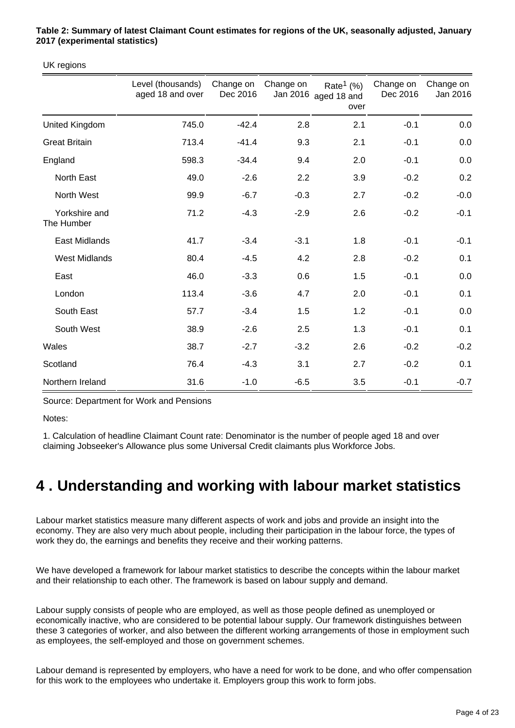**Table 2: Summary of latest Claimant Count estimates for regions of the UK, seasonally adjusted, January 2017 (experimental statistics)**

UK regions

| | Level (thousands) aged 18 and over | Change on Dec 2016 | Change on Jan 2016 | Rate[1] (%) aged 18 and over | Change on Dec 2016 | Change on Jan 2016 |
|---|---|---|---|---|---|---|
| United Kingdom | 745.0 | -42.4 | 2.8 | 2.1 | -0.1 | 0.0 |
| Great Britain | 713.4 | -41.4 | 9.3 | 2.1 | -0.1 | 0.0 |
| England | 598.3 | -34.4 | 9.4 | 2.0 | -0.1 | 0.0 |
| North East | 49.0 | -2.6 | 2.2 | 3.9 | -0.2 | 0.2 |
| North West | 99.9 | -6.7 | -0.3 | 2.7 | -0.2 | -0.0 |
| Yorkshire and The Humber | 71.2 | -4.3 | -2.9 | 2.6 | -0.2 | -0.1 |
| East Midlands | 41.7 | -3.4 | -3.1 | 1.8 | -0.1 | -0.1 |
| West Midlands | 80.4 | -4.5 | 4.2 | 2.8 | -0.2 | 0.1 |
| East | 46.0 | -3.3 | 0.6 | 1.5 | -0.1 | 0.0 |
| London | 113.4 | -3.6 | 4.7 | 2.0 | -0.1 | 0.1 |
| South East | 57.7 | -3.4 | 1.5 | 1.2 | -0.1 | 0.0 |
| South West | 38.9 | -2.6 | 2.5 | 1.3 | -0.1 | 0.1 |
| Wales | 38.7 | -2.7 | -3.2 | 2.6 | -0.2 | -0.2 |
| Scotland | 76.4 | -4.3 | 3.1 | 2.7 | -0.2 | 0.1 |
| Northern Ireland | 31.6 | -1.0 | -6.5 | 3.5 | -0.1 | -0.7 |

Source: Department for Work and Pensions

Notes:

1. Calculation of headline Claimant Count rate: Denominator is the number of people aged 18 and over claiming Jobseeker's Allowance plus some Universal Credit claimants plus Workforce Jobs.

# 4 . Understanding and working with labour market statistics

Labour market statistics measure many different aspects of work and jobs and provide an insight into the economy. They are also very much about people, including their participation in the labour force, the types of work they do, the earnings and benefits they receive and their working patterns.

We have developed a framework for labour market statistics to describe the concepts within the labour market and their relationship to each other. The framework is based on labour supply and demand.

Labour supply consists of people who are employed, as well as those people defined as unemployed or economically inactive, who are considered to be potential labour supply. Our framework distinguishes between these 3 categories of worker, and also between the different working arrangements of those in employment such as employees, the self-employed and those on government schemes.

Labour demand is represented by employers, who have a need for work to be done, and who offer compensation for this work to the employees who undertake it. Employers group this work to form jobs.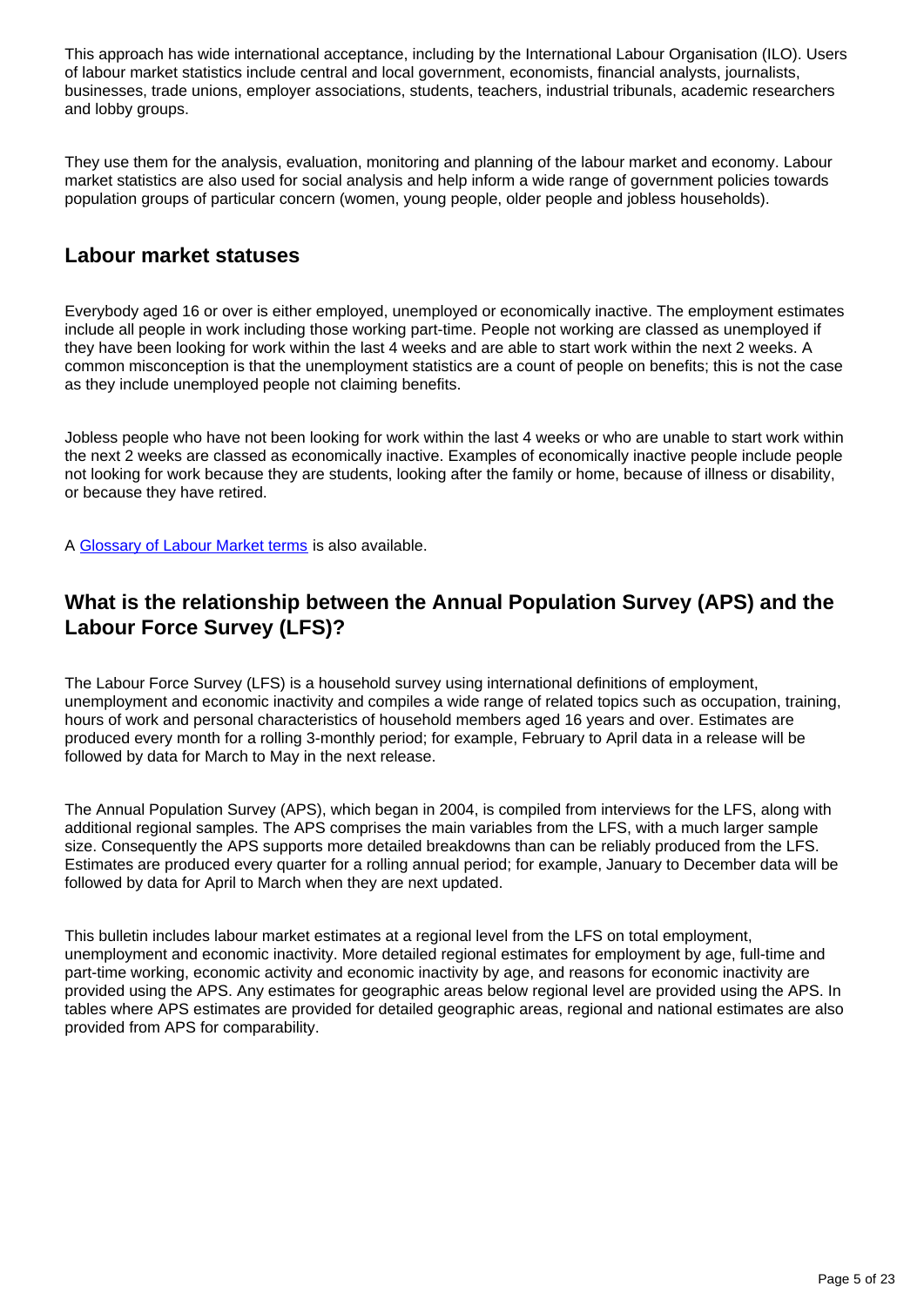This approach has wide international acceptance, including by the International Labour Organisation (ILO). Users of labour market statistics include central and local government, economists, financial analysts, journalists, businesses, trade unions, employer associations, students, teachers, industrial tribunals, academic researchers and lobby groups.

They use them for the analysis, evaluation, monitoring and planning of the labour market and economy. Labour market statistics are also used for social analysis and help inform a wide range of government policies towards population groups of particular concern (women, young people, older people and jobless households).

## Labour market statuses

Everybody aged 16 or over is either employed, unemployed or economically inactive. The employment estimates include all people in work including those working part-time. People not working are classed as unemployed if they have been looking for work within the last 4 weeks and are able to start work within the next 2 weeks. A common misconception is that the unemployment statistics are a count of people on benefits; this is not the case as they include unemployed people not claiming benefits.

Jobless people who have not been looking for work within the last 4 weeks or who are unable to start work within the next 2 weeks are classed as economically inactive. Examples of economically inactive people include people not looking for work because they are students, looking after the family or home, because of illness or disability, or because they have retired.

A Glossary of Labour Market terms is also available.

## What is the relationship between the Annual Population Survey (APS) and the Labour Force Survey (LFS)?

The Labour Force Survey (LFS) is a household survey using international definitions of employment, unemployment and economic inactivity and compiles a wide range of related topics such as occupation, training, hours of work and personal characteristics of household members aged 16 years and over. Estimates are produced every month for a rolling 3-monthly period; for example, February to April data in a release will be followed by data for March to May in the next release.

The Annual Population Survey (APS), which began in 2004, is compiled from interviews for the LFS, along with additional regional samples. The APS comprises the main variables from the LFS, with a much larger sample size. Consequently the APS supports more detailed breakdowns than can be reliably produced from the LFS. Estimates are produced every quarter for a rolling annual period; for example, January to December data will be followed by data for April to March when they are next updated.

This bulletin includes labour market estimates at a regional level from the LFS on total employment, unemployment and economic inactivity. More detailed regional estimates for employment by age, full-time and part-time working, economic activity and economic inactivity by age, and reasons for economic inactivity are provided using the APS. Any estimates for geographic areas below regional level are provided using the APS. In tables where APS estimates are provided for detailed geographic areas, regional and national estimates are also provided from APS for comparability.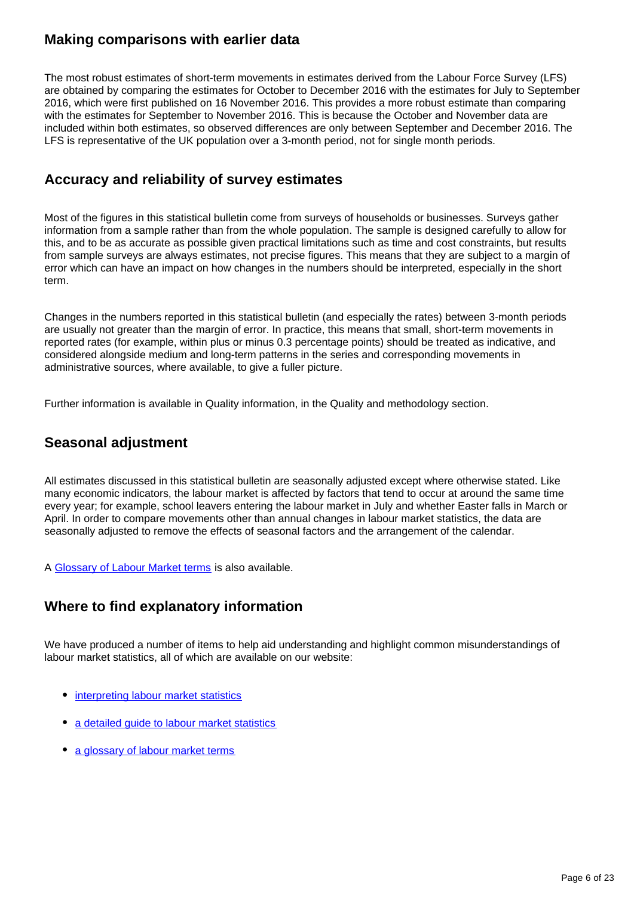## Making comparisons with earlier data

The most robust estimates of short-term movements in estimates derived from the Labour Force Survey (LFS) are obtained by comparing the estimates for October to December 2016 with the estimates for July to September 2016, which were first published on 16 November 2016. This provides a more robust estimate than comparing with the estimates for September to November 2016. This is because the October and November data are included within both estimates, so observed differences are only between September and December 2016. The LFS is representative of the UK population over a 3-month period, not for single month periods.

## Accuracy and reliability of survey estimates

Most of the figures in this statistical bulletin come from surveys of households or businesses. Surveys gather information from a sample rather than from the whole population. The sample is designed carefully to allow for this, and to be as accurate as possible given practical limitations such as time and cost constraints, but results from sample surveys are always estimates, not precise figures. This means that they are subject to a margin of error which can have an impact on how changes in the numbers should be interpreted, especially in the short term.

Changes in the numbers reported in this statistical bulletin (and especially the rates) between 3-month periods are usually not greater than the margin of error. In practice, this means that small, short-term movements in reported rates (for example, within plus or minus 0.3 percentage points) should be treated as indicative, and considered alongside medium and long-term patterns in the series and corresponding movements in administrative sources, where available, to give a fuller picture.

Further information is available in Quality information, in the Quality and methodology section.

## Seasonal adjustment

All estimates discussed in this statistical bulletin are seasonally adjusted except where otherwise stated. Like many economic indicators, the labour market is affected by factors that tend to occur at around the same time every year; for example, school leavers entering the labour market in July and whether Easter falls in March or April. In order to compare movements other than annual changes in labour market statistics, the data are seasonally adjusted to remove the effects of seasonal factors and the arrangement of the calendar.

A Glossary of Labour Market terms is also available.

## Where to find explanatory information

We have produced a number of items to help aid understanding and highlight common misunderstandings of labour market statistics, all of which are available on our website:

- interpreting labour market statistics
- a detailed guide to labour market statistics
- a glossary of labour market terms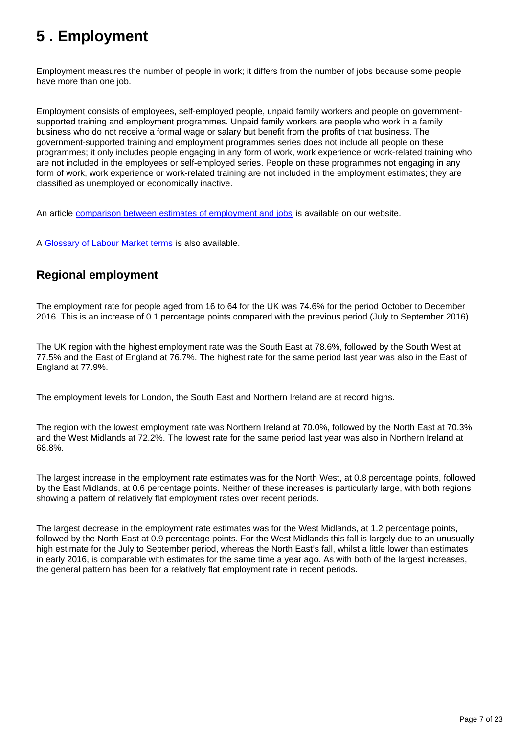# 5 . Employment

Employment measures the number of people in work; it differs from the number of jobs because some people have more than one job.

Employment consists of employees, self-employed people, unpaid family workers and people on government-supported training and employment programmes. Unpaid family workers are people who work in a family business who do not receive a formal wage or salary but benefit from the profits of that business. The government-supported training and employment programmes series does not include all people on these programmes; it only includes people engaging in any form of work, work experience or work-related training who are not included in the employees or self-employed series. People on these programmes not engaging in any form of work, work experience or work-related training are not included in the employment estimates; they are classified as unemployed or economically inactive.

An article [comparison between estimates of employment and jobs](#) is available on our website.

A [Glossary of Labour Market terms](#) is also available.

## Regional employment

The employment rate for people aged from 16 to 64 for the UK was 74.6% for the period October to December 2016. This is an increase of 0.1 percentage points compared with the previous period (July to September 2016).

The UK region with the highest employment rate was the South East at 78.6%, followed by the South West at 77.5% and the East of England at 76.7%. The highest rate for the same period last year was also in the East of England at 77.9%.

The employment levels for London, the South East and Northern Ireland are at record highs.

The region with the lowest employment rate was Northern Ireland at 70.0%, followed by the North East at 70.3% and the West Midlands at 72.2%. The lowest rate for the same period last year was also in Northern Ireland at 68.8%.

The largest increase in the employment rate estimates was for the North West, at 0.8 percentage points, followed by the East Midlands, at 0.6 percentage points. Neither of these increases is particularly large, with both regions showing a pattern of relatively flat employment rates over recent periods.

The largest decrease in the employment rate estimates was for the West Midlands, at 1.2 percentage points, followed by the North East at 0.9 percentage points. For the West Midlands this fall is largely due to an unusually high estimate for the July to September period, whereas the North East's fall, whilst a little lower than estimates in early 2016, is comparable with estimates for the same time a year ago. As with both of the largest increases, the general pattern has been for a relatively flat employment rate in recent periods.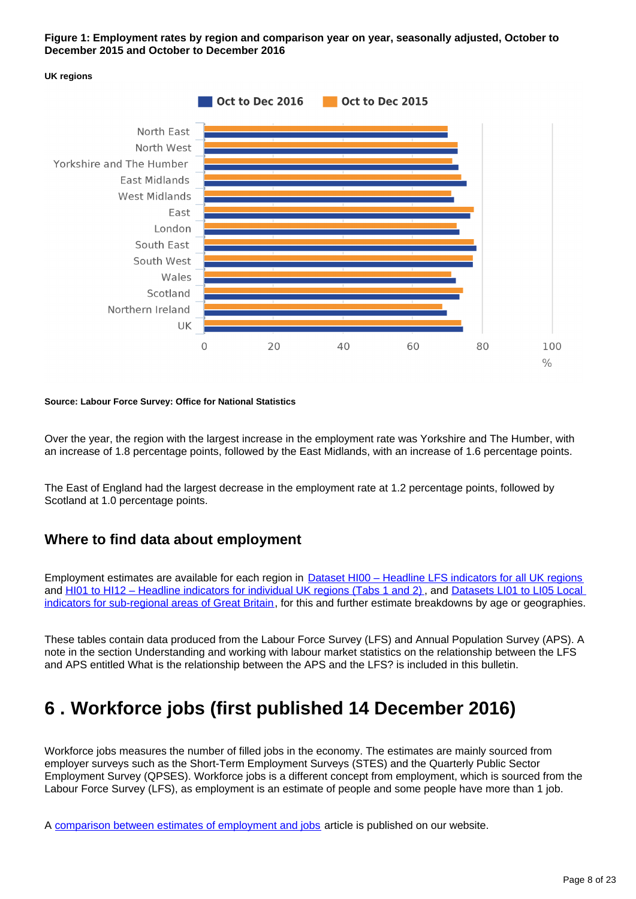**Figure 1: Employment rates by region and comparison year on year, seasonally adjusted, October to December 2015 and October to December 2016**

**UK regions**

**Source: Labour Force Survey: Office for National Statistics**

Over the year, the region with the largest increase in the employment rate was Yorkshire and The Humber, with an increase of 1.8 percentage points, followed by the East Midlands, with an increase of 1.6 percentage points.

The East of England had the largest decrease in the employment rate at 1.2 percentage points, followed by Scotland at 1.0 percentage points.

## Where to find data about employment

Employment estimates are available for each region in Dataset HI00 – Headline LFS indicators for all UK regions and HI01 to HI12 – Headline indicators for individual UK regions (Tabs 1 and 2) , and Datasets LI01 to LI05 Local indicators for sub-regional areas of Great Britain, for this and further estimate breakdowns by age or geographies.

These tables contain data produced from the Labour Force Survey (LFS) and Annual Population Survey (APS). A note in the section Understanding and working with labour market statistics on the relationship between the LFS and APS entitled What is the relationship between the APS and the LFS? is included in this bulletin.

# 6 . Workforce jobs (first published 14 December 2016)

Workforce jobs measures the number of filled jobs in the economy. The estimates are mainly sourced from employer surveys such as the Short-Term Employment Surveys (STES) and the Quarterly Public Sector Employment Survey (QPSES). Workforce jobs is a different concept from employment, which is sourced from the Labour Force Survey (LFS), as employment is an estimate of people and some people have more than 1 job.

A comparison between estimates of employment and jobs article is published on our website.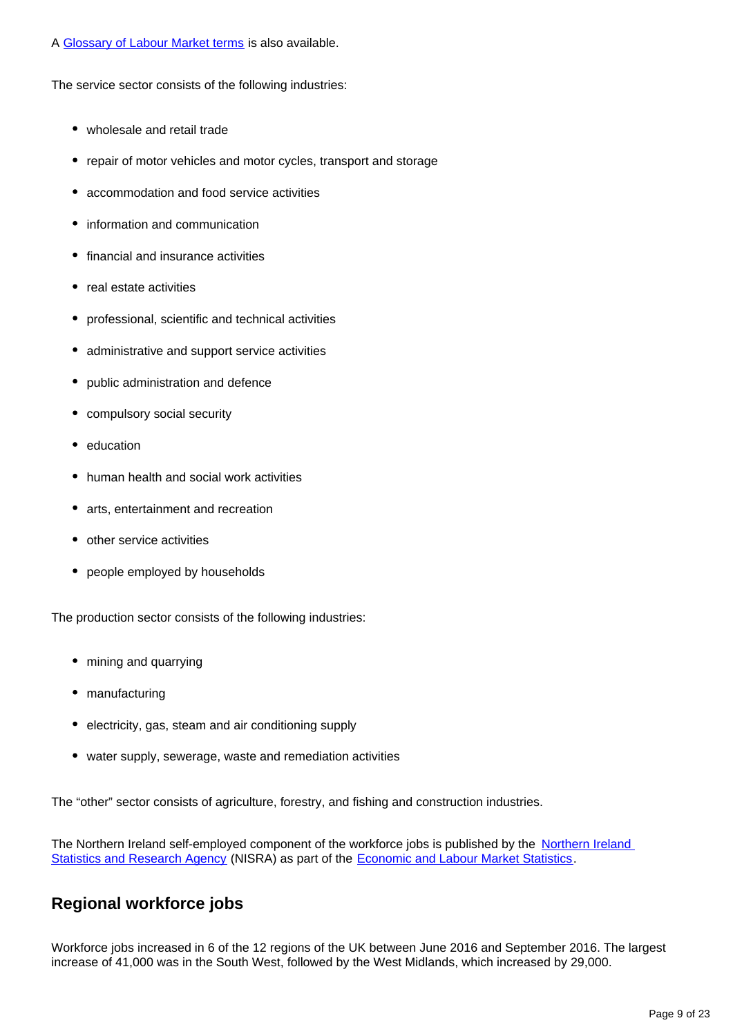A Glossary of Labour Market terms is also available.

The service sector consists of the following industries:

- wholesale and retail trade
- repair of motor vehicles and motor cycles, transport and storage
- accommodation and food service activities
- information and communication
- financial and insurance activities
- real estate activities
- professional, scientific and technical activities
- administrative and support service activities
- public administration and defence
- compulsory social security
- education
- human health and social work activities
- arts, entertainment and recreation
- other service activities
- people employed by households

The production sector consists of the following industries:

- mining and quarrying
- manufacturing
- electricity, gas, steam and air conditioning supply
- water supply, sewerage, waste and remediation activities

The "other" sector consists of agriculture, forestry, and fishing and construction industries.

The Northern Ireland self-employed component of the workforce jobs is published by the Northern Ireland Statistics and Research Agency (NISRA) as part of the Economic and Labour Market Statistics.

## Regional workforce jobs

Workforce jobs increased in 6 of the 12 regions of the UK between June 2016 and September 2016. The largest increase of 41,000 was in the South West, followed by the West Midlands, which increased by 29,000.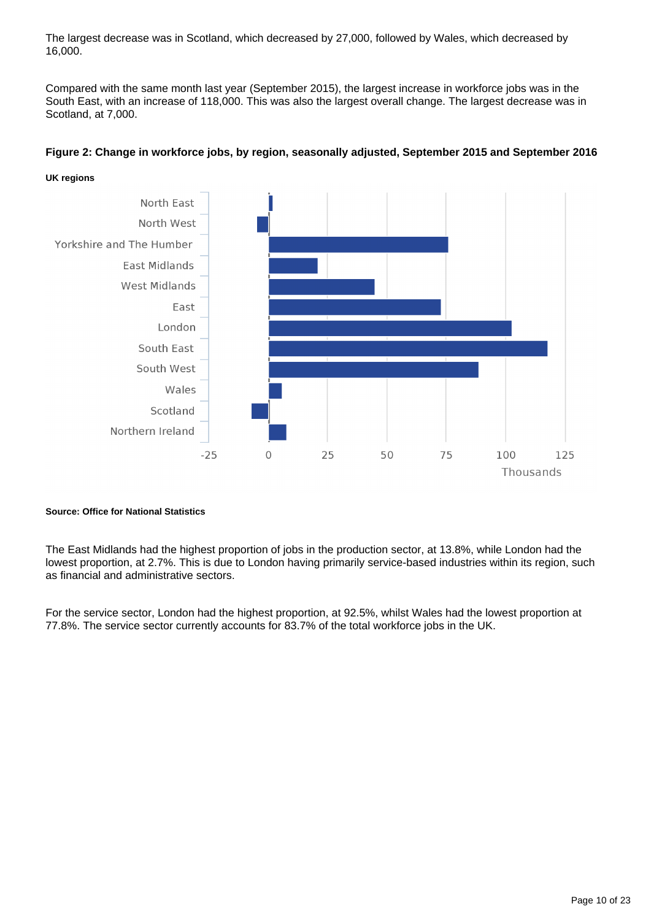The largest decrease was in Scotland, which decreased by 27,000, followed by Wales, which decreased by 16,000.

Compared with the same month last year (September 2015), the largest increase in workforce jobs was in the South East, with an increase of 118,000. This was also the largest overall change. The largest decrease was in Scotland, at 7,000.

**Figure 2: Change in workforce jobs, by region, seasonally adjusted, September 2015 and September 2016**

**UK regions**

North East
North West
Yorkshire and The Humber
East Midlands
West Midlands
East
London
South East
South West
Wales
Scotland
Northern Ireland

-25 0 25 50 75 100 125
Thousands

**Source: Office for National Statistics**

The East Midlands had the highest proportion of jobs in the production sector, at 13.8%, while London had the lowest proportion, at 2.7%. This is due to London having primarily service-based industries within its region, such as financial and administrative sectors.

For the service sector, London had the highest proportion, at 92.5%, whilst Wales had the lowest proportion at 77.8%. The service sector currently accounts for 83.7% of the total workforce jobs in the UK.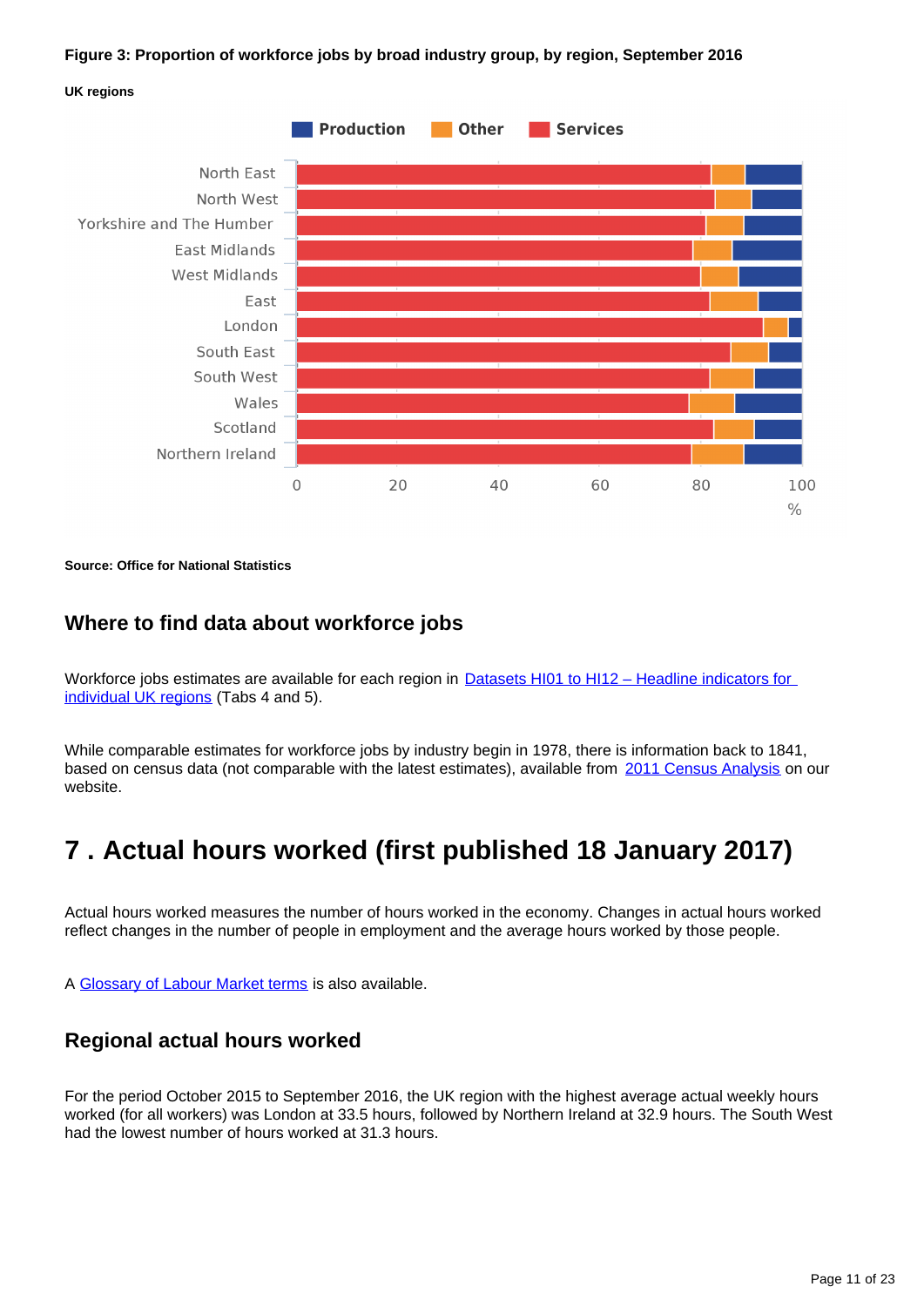**Figure 3: Proportion of workforce jobs by broad industry group, by region, September 2016**

**UK regions**

**Source: Office for National Statistics**

## Where to find data about workforce jobs

Workforce jobs estimates are available for each region in Datasets HI01 to HI12 – Headline indicators for individual UK regions (Tabs 4 and 5).

While comparable estimates for workforce jobs by industry begin in 1978, there is information back to 1841, based on census data (not comparable with the latest estimates), available from 2011 Census Analysis on our website.

# 7 . Actual hours worked (first published 18 January 2017)

Actual hours worked measures the number of hours worked in the economy. Changes in actual hours worked reflect changes in the number of people in employment and the average hours worked by those people.

A Glossary of Labour Market terms is also available.

## Regional actual hours worked

For the period October 2015 to September 2016, the UK region with the highest average actual weekly hours worked (for all workers) was London at 33.5 hours, followed by Northern Ireland at 32.9 hours. The South West had the lowest number of hours worked at 31.3 hours.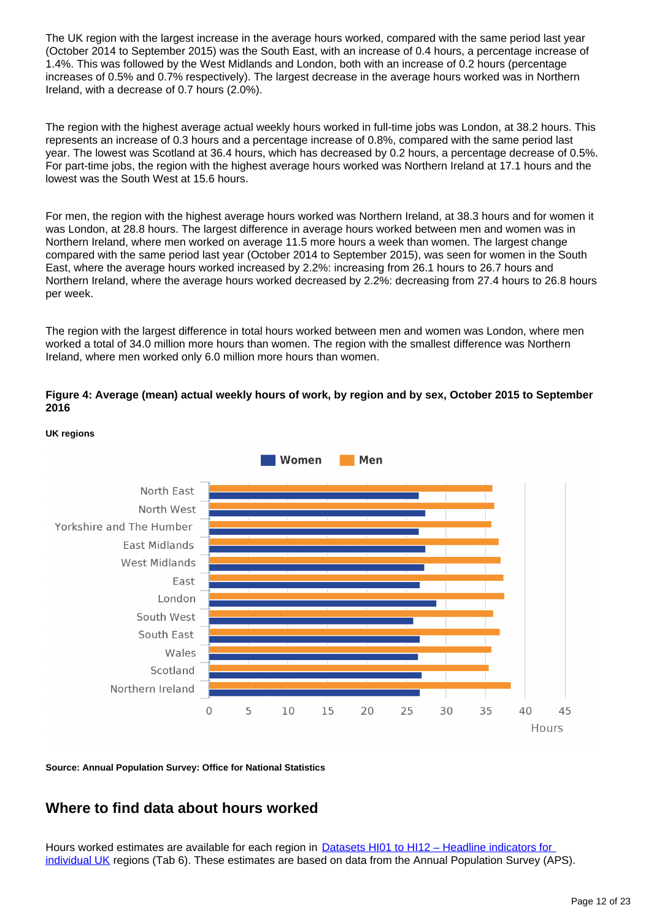The UK region with the largest increase in the average hours worked, compared with the same period last year (October 2014 to September 2015) was the South East, with an increase of 0.4 hours, a percentage increase of 1.4%. This was followed by the West Midlands and London, both with an increase of 0.2 hours (percentage increases of 0.5% and 0.7% respectively). The largest decrease in the average hours worked was in Northern Ireland, with a decrease of 0.7 hours (2.0%).

The region with the highest average actual weekly hours worked in full-time jobs was London, at 38.2 hours. This represents an increase of 0.3 hours and a percentage increase of 0.8%, compared with the same period last year. The lowest was Scotland at 36.4 hours, which has decreased by 0.2 hours, a percentage decrease of 0.5%. For part-time jobs, the region with the highest average hours worked was Northern Ireland at 17.1 hours and the lowest was the South West at 15.6 hours.

For men, the region with the highest average hours worked was Northern Ireland, at 38.3 hours and for women it was London, at 28.8 hours. The largest difference in average hours worked between men and women was in Northern Ireland, where men worked on average 11.5 more hours a week than women. The largest change compared with the same period last year (October 2014 to September 2015), was seen for women in the South East, where the average hours worked increased by 2.2%: increasing from 26.1 hours to 26.7 hours and Northern Ireland, where the average hours worked decreased by 2.2%: decreasing from 27.4 hours to 26.8 hours per week.

The region with the largest difference in total hours worked between men and women was London, where men worked a total of 34.0 million more hours than women. The region with the smallest difference was Northern Ireland, where men worked only 6.0 million more hours than women.

**Figure 4: Average (mean) actual weekly hours of work, by region and by sex, October 2015 to September 2016**

**UK regions**

**Source: Annual Population Survey: Office for National Statistics**

## Where to find data about hours worked

Hours worked estimates are available for each region in [Datasets HI01 to HI12 – Headline indicators for individual UK](#) regions (Tab 6). These estimates are based on data from the Annual Population Survey (APS).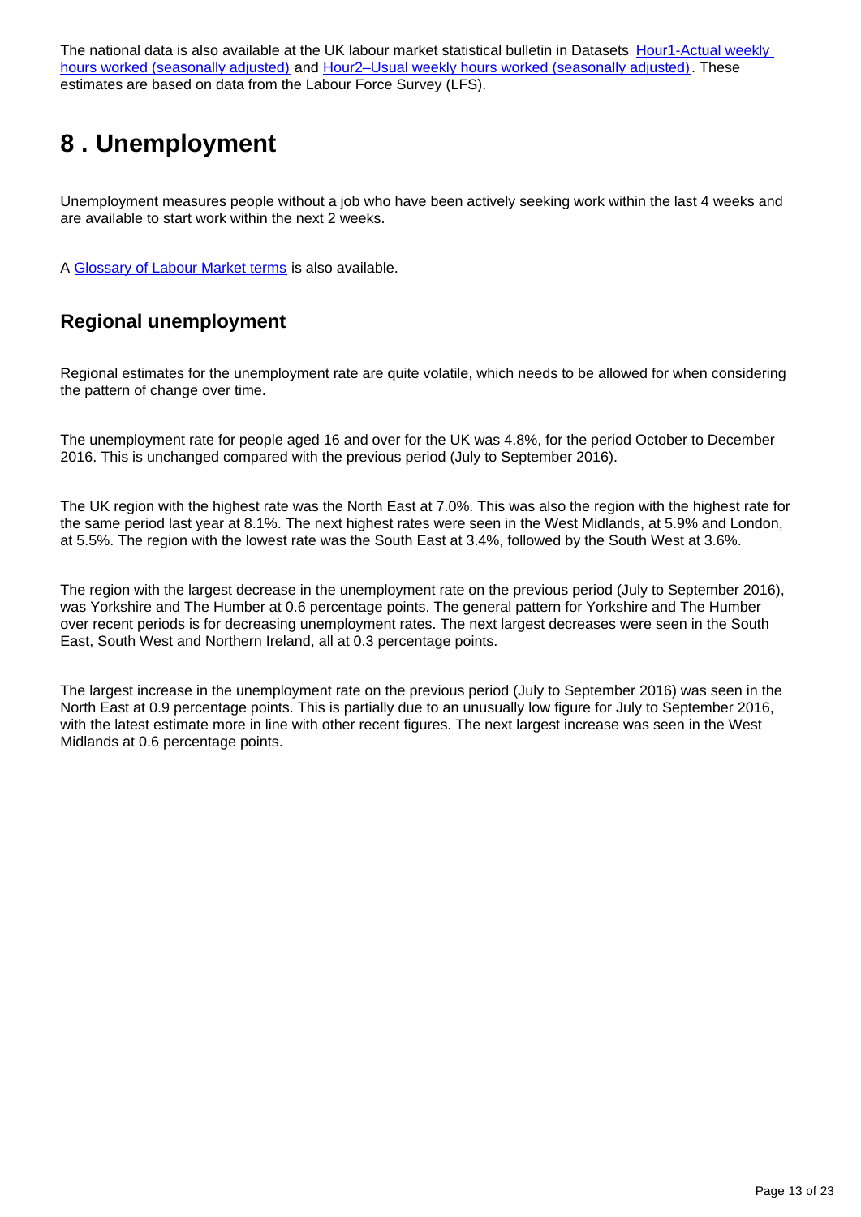The national data is also available at the UK labour market statistical bulletin in Datasets [Hour1-Actual weekly hours worked (seasonally adjusted)]() and [Hour2–Usual weekly hours worked (seasonally adjusted)](). These estimates are based on data from the Labour Force Survey (LFS).

# 8 . Unemployment

Unemployment measures people without a job who have been actively seeking work within the last 4 weeks and are available to start work within the next 2 weeks.

A [Glossary of Labour Market terms]() is also available.

## Regional unemployment

Regional estimates for the unemployment rate are quite volatile, which needs to be allowed for when considering the pattern of change over time.

The unemployment rate for people aged 16 and over for the UK was 4.8%, for the period October to December 2016. This is unchanged compared with the previous period (July to September 2016).

The UK region with the highest rate was the North East at 7.0%. This was also the region with the highest rate for the same period last year at 8.1%. The next highest rates were seen in the West Midlands, at 5.9% and London, at 5.5%. The region with the lowest rate was the South East at 3.4%, followed by the South West at 3.6%.

The region with the largest decrease in the unemployment rate on the previous period (July to September 2016), was Yorkshire and The Humber at 0.6 percentage points. The general pattern for Yorkshire and The Humber over recent periods is for decreasing unemployment rates. The next largest decreases were seen in the South East, South West and Northern Ireland, all at 0.3 percentage points.

The largest increase in the unemployment rate on the previous period (July to September 2016) was seen in the North East at 0.9 percentage points. This is partially due to an unusually low figure for July to September 2016, with the latest estimate more in line with other recent figures. The next largest increase was seen in the West Midlands at 0.6 percentage points.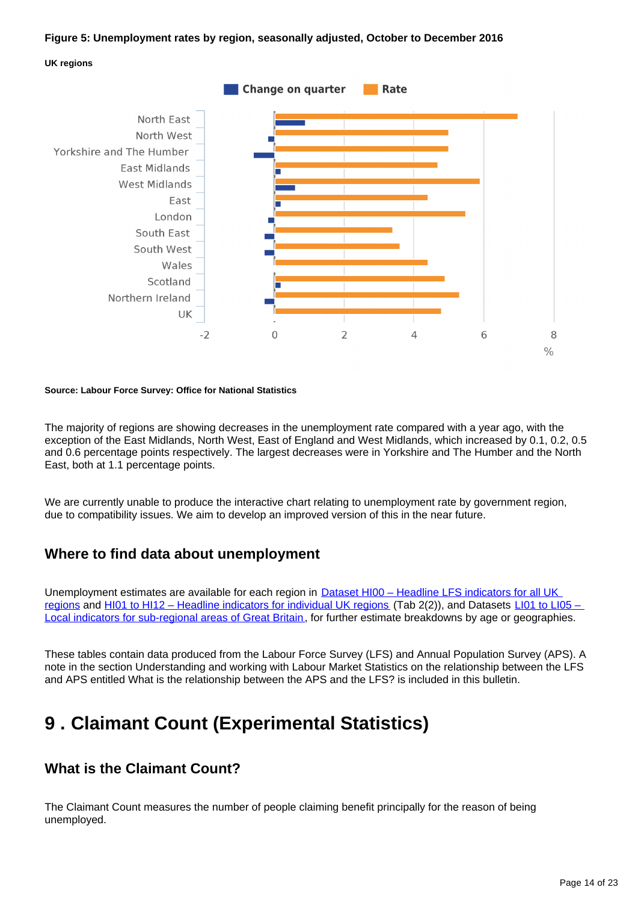**Figure 5: Unemployment rates by region, seasonally adjusted, October to December 2016**

**UK regions**

**Source: Labour Force Survey: Office for National Statistics**

The majority of regions are showing decreases in the unemployment rate compared with a year ago, with the exception of the East Midlands, North West, East of England and West Midlands, which increased by 0.1, 0.2, 0.5 and 0.6 percentage points respectively. The largest decreases were in Yorkshire and The Humber and the North East, both at 1.1 percentage points.

We are currently unable to produce the interactive chart relating to unemployment rate by government region, due to compatibility issues. We aim to develop an improved version of this in the near future.

## Where to find data about unemployment

Unemployment estimates are available for each region in Dataset HI00 – Headline LFS indicators for all UK regions and HI01 to HI12 – Headline indicators for individual UK regions (Tab 2(2)), and Datasets LI01 to LI05 – Local indicators for sub-regional areas of Great Britain, for further estimate breakdowns by age or geographies.

These tables contain data produced from the Labour Force Survey (LFS) and Annual Population Survey (APS). A note in the section Understanding and working with Labour Market Statistics on the relationship between the LFS and APS entitled What is the relationship between the APS and the LFS? is included in this bulletin.

# 9 . Claimant Count (Experimental Statistics)

## What is the Claimant Count?

The Claimant Count measures the number of people claiming benefit principally for the reason of being unemployed.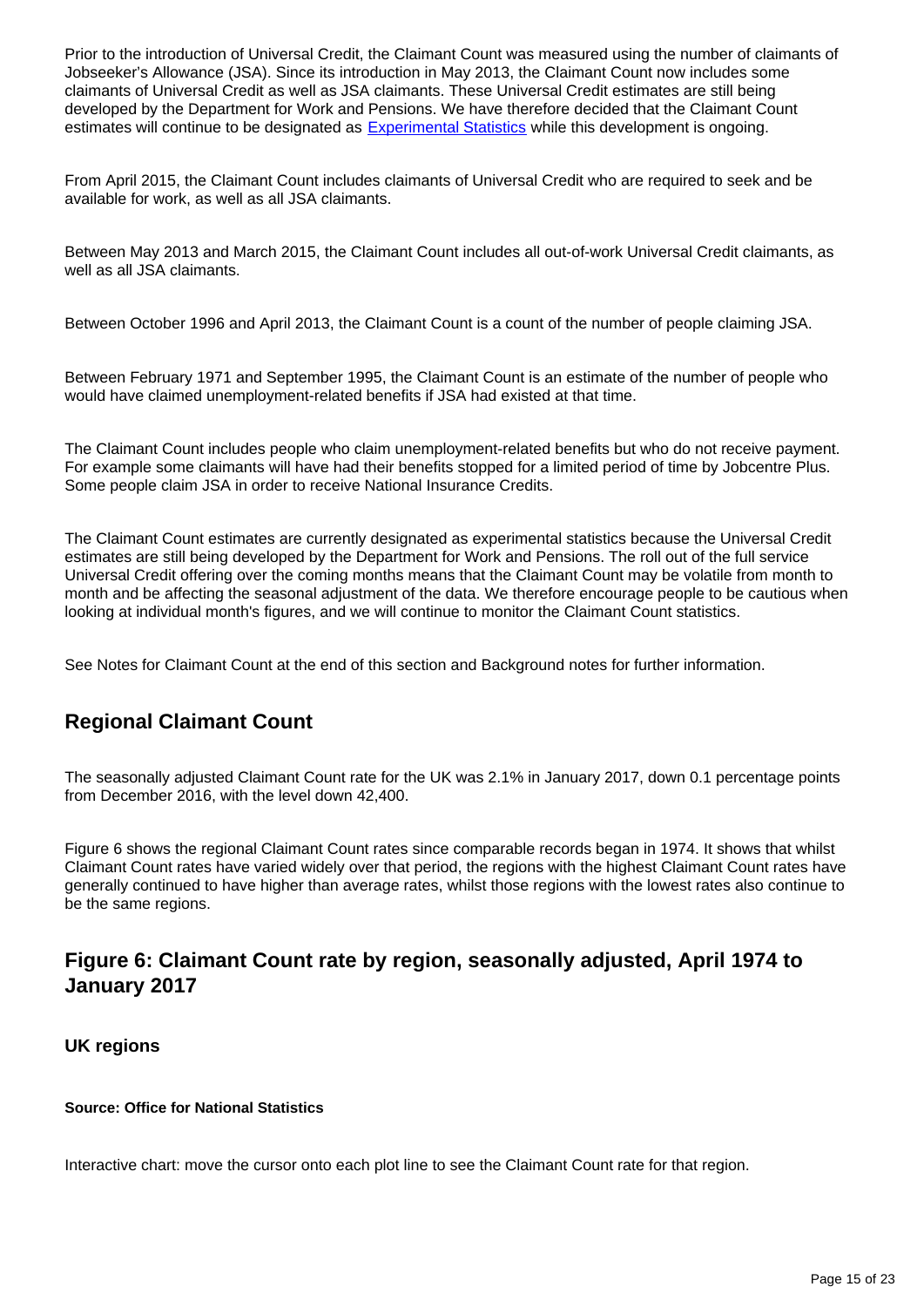Prior to the introduction of Universal Credit, the Claimant Count was measured using the number of claimants of Jobseeker's Allowance (JSA). Since its introduction in May 2013, the Claimant Count now includes some claimants of Universal Credit as well as JSA claimants. These Universal Credit estimates are still being developed by the Department for Work and Pensions. We have therefore decided that the Claimant Count estimates will continue to be designated as [Experimental Statistics](https://www.ons.gov.uk) while this development is ongoing.

From April 2015, the Claimant Count includes claimants of Universal Credit who are required to seek and be available for work, as well as all JSA claimants.

Between May 2013 and March 2015, the Claimant Count includes all out-of-work Universal Credit claimants, as well as all JSA claimants.

Between October 1996 and April 2013, the Claimant Count is a count of the number of people claiming JSA.

Between February 1971 and September 1995, the Claimant Count is an estimate of the number of people who would have claimed unemployment-related benefits if JSA had existed at that time.

The Claimant Count includes people who claim unemployment-related benefits but who do not receive payment. For example some claimants will have had their benefits stopped for a limited period of time by Jobcentre Plus. Some people claim JSA in order to receive National Insurance Credits.

The Claimant Count estimates are currently designated as experimental statistics because the Universal Credit estimates are still being developed by the Department for Work and Pensions. The roll out of the full service Universal Credit offering over the coming months means that the Claimant Count may be volatile from month to month and be affecting the seasonal adjustment of the data. We therefore encourage people to be cautious when looking at individual month's figures, and we will continue to monitor the Claimant Count statistics.

See Notes for Claimant Count at the end of this section and Background notes for further information.

## Regional Claimant Count

The seasonally adjusted Claimant Count rate for the UK was 2.1% in January 2017, down 0.1 percentage points from December 2016, with the level down 42,400.

Figure 6 shows the regional Claimant Count rates since comparable records began in 1974. It shows that whilst Claimant Count rates have varied widely over that period, the regions with the highest Claimant Count rates have generally continued to have higher than average rates, whilst those regions with the lowest rates also continue to be the same regions.

## Figure 6: Claimant Count rate by region, seasonally adjusted, April 1974 to January 2017

### UK regions

**Source: Office for National Statistics**

Interactive chart: move the cursor onto each plot line to see the Claimant Count rate for that region.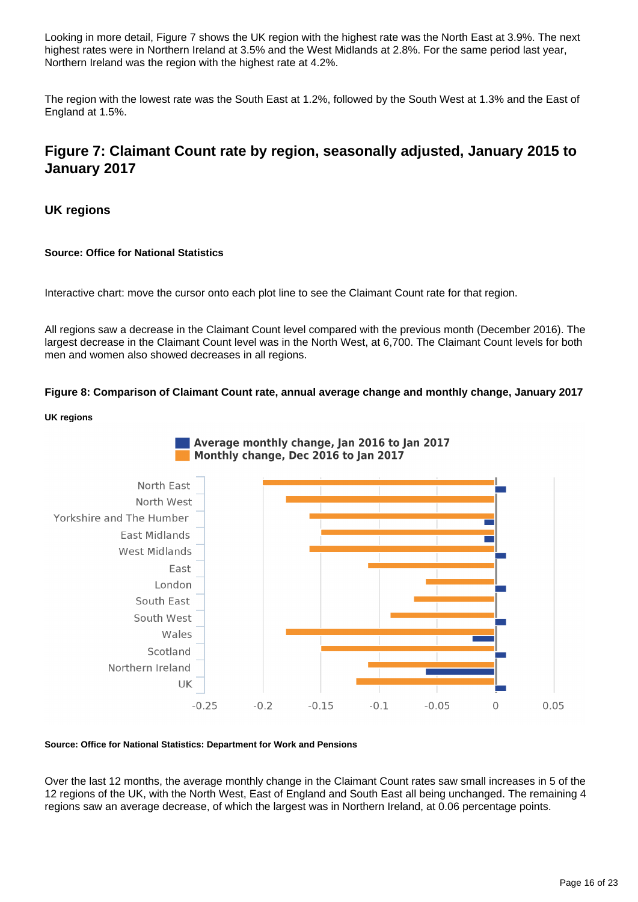Looking in more detail, Figure 7 shows the UK region with the highest rate was the North East at 3.9%. The next highest rates were in Northern Ireland at 3.5% and the West Midlands at 2.8%. For the same period last year, Northern Ireland was the region with the highest rate at 4.2%.

The region with the lowest rate was the South East at 1.2%, followed by the South West at 1.3% and the East of England at 1.5%.

## Figure 7: Claimant Count rate by region, seasonally adjusted, January 2015 to January 2017

### UK regions

**Source: Office for National Statistics**

Interactive chart: move the cursor onto each plot line to see the Claimant Count rate for that region.

All regions saw a decrease in the Claimant Count level compared with the previous month (December 2016). The largest decrease in the Claimant Count level was in the North West, at 6,700. The Claimant Count levels for both men and women also showed decreases in all regions.

**Figure 8: Comparison of Claimant Count rate, annual average change and monthly change, January 2017**

**UK regions**

**Source: Office for National Statistics: Department for Work and Pensions**

Over the last 12 months, the average monthly change in the Claimant Count rates saw small increases in 5 of the 12 regions of the UK, with the North West, East of England and South East all being unchanged. The remaining 4 regions saw an average decrease, of which the largest was in Northern Ireland, at 0.06 percentage points.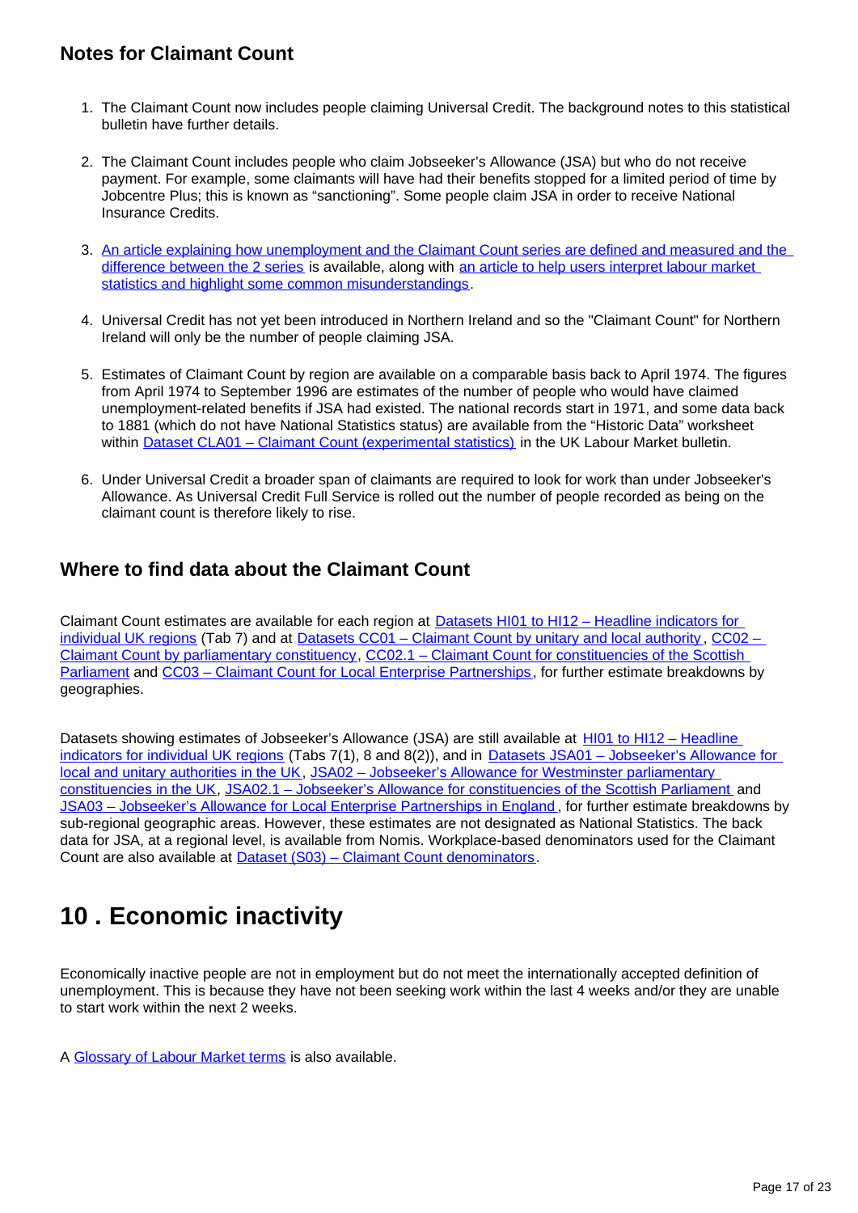### Notes for Claimant Count

1. The Claimant Count now includes people claiming Universal Credit. The background notes to this statistical bulletin have further details.

2. The Claimant Count includes people who claim Jobseeker's Allowance (JSA) but who do not receive payment. For example, some claimants will have had their benefits stopped for a limited period of time by Jobcentre Plus; this is known as "sanctioning". Some people claim JSA in order to receive National Insurance Credits.

3. An article explaining how unemployment and the Claimant Count series are defined and measured and the difference between the 2 series is available, along with an article to help users interpret labour market statistics and highlight some common misunderstandings.

4. Universal Credit has not yet been introduced in Northern Ireland and so the "Claimant Count" for Northern Ireland will only be the number of people claiming JSA.

5. Estimates of Claimant Count by region are available on a comparable basis back to April 1974. The figures from April 1974 to September 1996 are estimates of the number of people who would have claimed unemployment-related benefits if JSA had existed. The national records start in 1971, and some data back to 1881 (which do not have National Statistics status) are available from the "Historic Data" worksheet within Dataset CLA01 – Claimant Count (experimental statistics) in the UK Labour Market bulletin.

6. Under Universal Credit a broader span of claimants are required to look for work than under Jobseeker's Allowance. As Universal Credit Full Service is rolled out the number of people recorded as being on the claimant count is therefore likely to rise.

### Where to find data about the Claimant Count

Claimant Count estimates are available for each region at Datasets HI01 to HI12 – Headline indicators for individual UK regions (Tab 7) and at Datasets CC01 – Claimant Count by unitary and local authority, CC02 – Claimant Count by parliamentary constituency, CC02.1 – Claimant Count for constituencies of the Scottish Parliament and CC03 – Claimant Count for Local Enterprise Partnerships, for further estimate breakdowns by geographies.

Datasets showing estimates of Jobseeker's Allowance (JSA) are still available at HI01 to HI12 – Headline indicators for individual UK regions (Tabs 7(1), 8 and 8(2)), and in Datasets JSA01 – Jobseeker's Allowance for local and unitary authorities in the UK, JSA02 – Jobseeker's Allowance for Westminster parliamentary constituencies in the UK, JSA02.1 – Jobseeker's Allowance for constituencies of the Scottish Parliament and JSA03 – Jobseeker's Allowance for Local Enterprise Partnerships in England, for further estimate breakdowns by sub-regional geographic areas. However, these estimates are not designated as National Statistics. The back data for JSA, at a regional level, is available from Nomis. Workplace-based denominators used for the Claimant Count are also available at Dataset (S03) – Claimant Count denominators.

# 10 . Economic inactivity

Economically inactive people are not in employment but do not meet the internationally accepted definition of unemployment. This is because they have not been seeking work within the last 4 weeks and/or they are unable to start work within the next 2 weeks.

A Glossary of Labour Market terms is also available.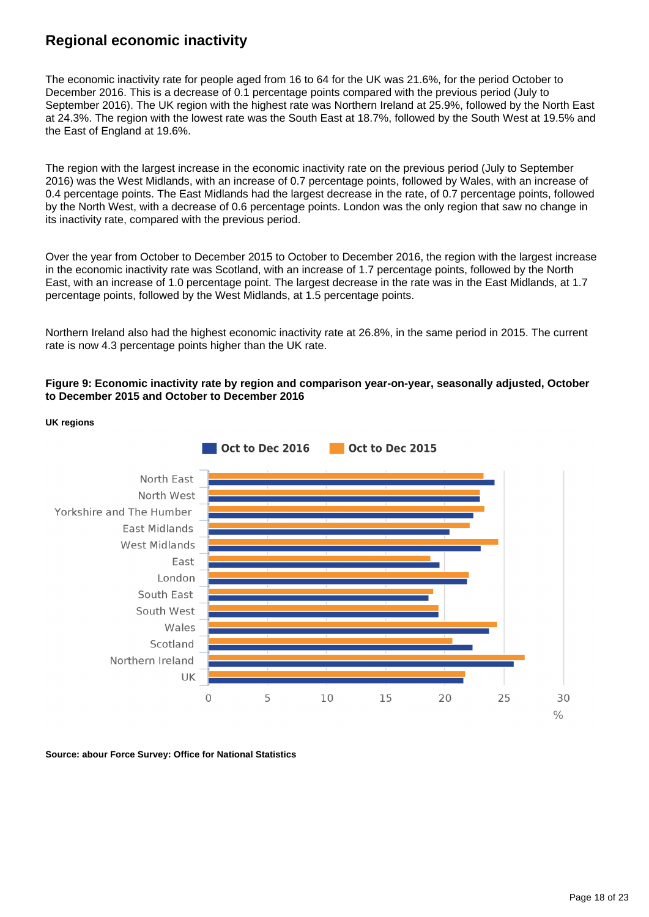## Regional economic inactivity

The economic inactivity rate for people aged from 16 to 64 for the UK was 21.6%, for the period October to December 2016. This is a decrease of 0.1 percentage points compared with the previous period (July to September 2016). The UK region with the highest rate was Northern Ireland at 25.9%, followed by the North East at 24.3%. The region with the lowest rate was the South East at 18.7%, followed by the South West at 19.5% and the East of England at 19.6%.

The region with the largest increase in the economic inactivity rate on the previous period (July to September 2016) was the West Midlands, with an increase of 0.7 percentage points, followed by Wales, with an increase of 0.4 percentage points. The East Midlands had the largest decrease in the rate, of 0.7 percentage points, followed by the North West, with a decrease of 0.6 percentage points. London was the only region that saw no change in its inactivity rate, compared with the previous period.

Over the year from October to December 2015 to October to December 2016, the region with the largest increase in the economic inactivity rate was Scotland, with an increase of 1.7 percentage points, followed by the North East, with an increase of 1.0 percentage point. The largest decrease in the rate was in the East Midlands, at 1.7 percentage points, followed by the West Midlands, at 1.5 percentage points.

Northern Ireland also had the highest economic inactivity rate at 26.8%, in the same period in 2015. The current rate is now 4.3 percentage points higher than the UK rate.

**Figure 9: Economic inactivity rate by region and comparison year-on-year, seasonally adjusted, October to December 2015 and October to December 2016**

**UK regions**

**Source: abour Force Survey: Office for National Statistics**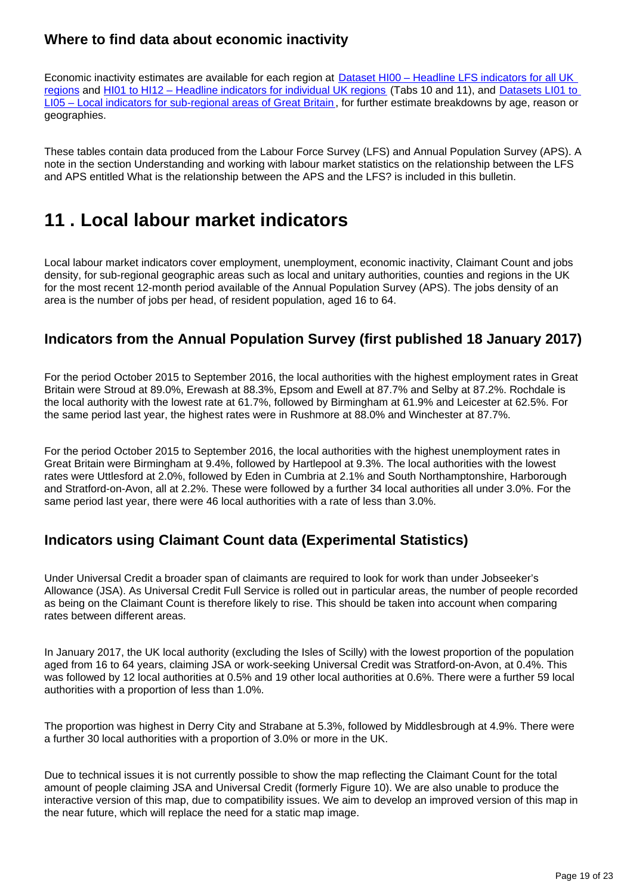### Where to find data about economic inactivity

Economic inactivity estimates are available for each region at [Dataset HI00 – Headline LFS indicators for all UK regions]() and [HI01 to HI12 – Headline indicators for individual UK regions]() (Tabs 10 and 11), and [Datasets LI01 to LI05 – Local indicators for sub-regional areas of Great Britain](), for further estimate breakdowns by age, reason or geographies.

These tables contain data produced from the Labour Force Survey (LFS) and Annual Population Survey (APS). A note in the section Understanding and working with labour market statistics on the relationship between the LFS and APS entitled What is the relationship between the APS and the LFS? is included in this bulletin.

# 11 . Local labour market indicators

Local labour market indicators cover employment, unemployment, economic inactivity, Claimant Count and jobs density, for sub-regional geographic areas such as local and unitary authorities, counties and regions in the UK for the most recent 12-month period available of the Annual Population Survey (APS). The jobs density of an area is the number of jobs per head, of resident population, aged 16 to 64.

### Indicators from the Annual Population Survey (first published 18 January 2017)

For the period October 2015 to September 2016, the local authorities with the highest employment rates in Great Britain were Stroud at 89.0%, Erewash at 88.3%, Epsom and Ewell at 87.7% and Selby at 87.2%. Rochdale is the local authority with the lowest rate at 61.7%, followed by Birmingham at 61.9% and Leicester at 62.5%. For the same period last year, the highest rates were in Rushmore at 88.0% and Winchester at 87.7%.

For the period October 2015 to September 2016, the local authorities with the highest unemployment rates in Great Britain were Birmingham at 9.4%, followed by Hartlepool at 9.3%. The local authorities with the lowest rates were Uttlesford at 2.0%, followed by Eden in Cumbria at 2.1% and South Northamptonshire, Harborough and Stratford-on-Avon, all at 2.2%. These were followed by a further 34 local authorities all under 3.0%. For the same period last year, there were 46 local authorities with a rate of less than 3.0%.

### Indicators using Claimant Count data (Experimental Statistics)

Under Universal Credit a broader span of claimants are required to look for work than under Jobseeker's Allowance (JSA). As Universal Credit Full Service is rolled out in particular areas, the number of people recorded as being on the Claimant Count is therefore likely to rise. This should be taken into account when comparing rates between different areas.

In January 2017, the UK local authority (excluding the Isles of Scilly) with the lowest proportion of the population aged from 16 to 64 years, claiming JSA or work-seeking Universal Credit was Stratford-on-Avon, at 0.4%. This was followed by 12 local authorities at 0.5% and 19 other local authorities at 0.6%. There were a further 59 local authorities with a proportion of less than 1.0%.

The proportion was highest in Derry City and Strabane at 5.3%, followed by Middlesbrough at 4.9%. There were a further 30 local authorities with a proportion of 3.0% or more in the UK.

Due to technical issues it is not currently possible to show the map reflecting the Claimant Count for the total amount of people claiming JSA and Universal Credit (formerly Figure 10). We are also unable to produce the interactive version of this map, due to compatibility issues. We aim to develop an improved version of this map in the near future, which will replace the need for a static map image.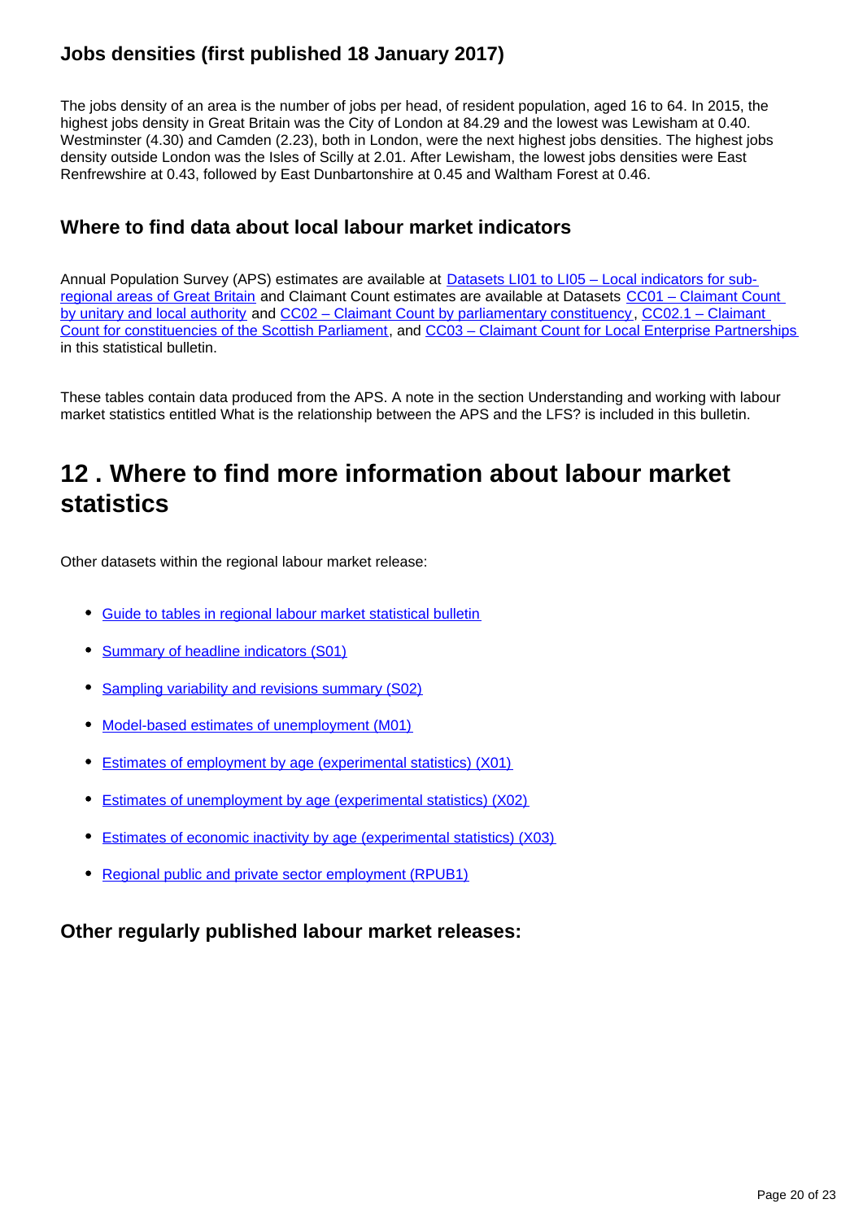### Jobs densities (first published 18 January 2017)

The jobs density of an area is the number of jobs per head, of resident population, aged 16 to 64. In 2015, the highest jobs density in Great Britain was the City of London at 84.29 and the lowest was Lewisham at 0.40. Westminster (4.30) and Camden (2.23), both in London, were the next highest jobs densities. The highest jobs density outside London was the Isles of Scilly at 2.01. After Lewisham, the lowest jobs densities were East Renfrewshire at 0.43, followed by East Dunbartonshire at 0.45 and Waltham Forest at 0.46.

### Where to find data about local labour market indicators

Annual Population Survey (APS) estimates are available at Datasets LI01 to LI05 – Local indicators for sub-regional areas of Great Britain and Claimant Count estimates are available at Datasets CC01 – Claimant Count by unitary and local authority and CC02 – Claimant Count by parliamentary constituency, CC02.1 – Claimant Count for constituencies of the Scottish Parliament, and CC03 – Claimant Count for Local Enterprise Partnerships in this statistical bulletin.

These tables contain data produced from the APS. A note in the section Understanding and working with labour market statistics entitled What is the relationship between the APS and the LFS? is included in this bulletin.

## 12 . Where to find more information about labour market statistics

Other datasets within the regional labour market release:

- Guide to tables in regional labour market statistical bulletin
- Summary of headline indicators (S01)
- Sampling variability and revisions summary (S02)
- Model-based estimates of unemployment (M01)
- Estimates of employment by age (experimental statistics) (X01)
- Estimates of unemployment by age (experimental statistics) (X02)
- Estimates of economic inactivity by age (experimental statistics) (X03)
- Regional public and private sector employment (RPUB1)

### Other regularly published labour market releases: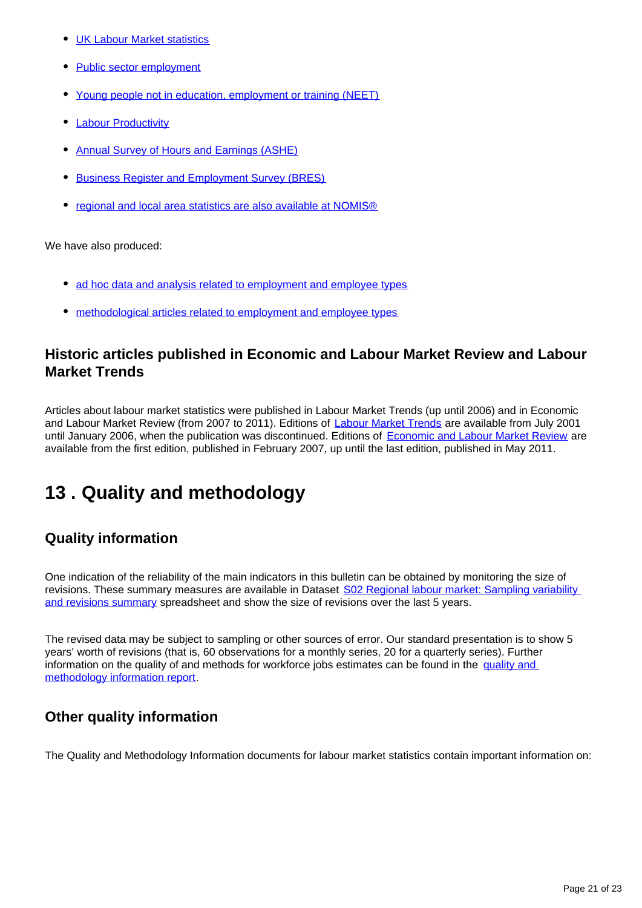- UK Labour Market statistics
- Public sector employment
- Young people not in education, employment or training (NEET)
- Labour Productivity
- Annual Survey of Hours and Earnings (ASHE)
- Business Register and Employment Survey (BRES)
- regional and local area statistics are also available at NOMIS®

We have also produced:

- ad hoc data and analysis related to employment and employee types
- methodological articles related to employment and employee types

### Historic articles published in Economic and Labour Market Review and Labour Market Trends

Articles about labour market statistics were published in Labour Market Trends (up until 2006) and in Economic and Labour Market Review (from 2007 to 2011). Editions of Labour Market Trends are available from July 2001 until January 2006, when the publication was discontinued. Editions of Economic and Labour Market Review are available from the first edition, published in February 2007, up until the last edition, published in May 2011.

## 13 . Quality and methodology

### Quality information

One indication of the reliability of the main indicators in this bulletin can be obtained by monitoring the size of revisions. These summary measures are available in Dataset S02 Regional labour market: Sampling variability and revisions summary spreadsheet and show the size of revisions over the last 5 years.

The revised data may be subject to sampling or other sources of error. Our standard presentation is to show 5 years' worth of revisions (that is, 60 observations for a monthly series, 20 for a quarterly series). Further information on the quality of and methods for workforce jobs estimates can be found in the quality and methodology information report.

### Other quality information

The Quality and Methodology Information documents for labour market statistics contain important information on: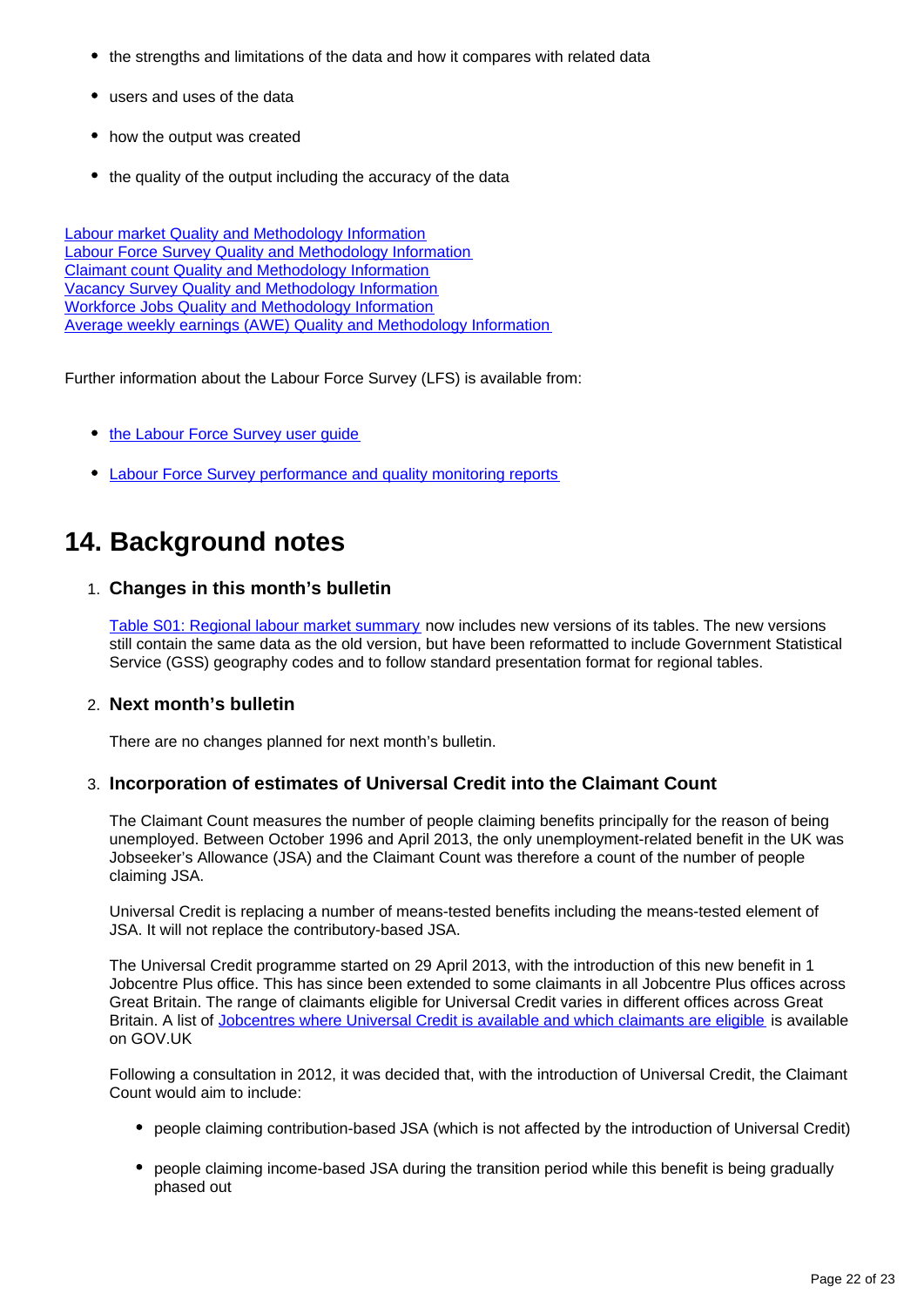- the strengths and limitations of the data and how it compares with related data
- users and uses of the data
- how the output was created
- the quality of the output including the accuracy of the data

Labour market Quality and Methodology Information
Labour Force Survey Quality and Methodology Information
Claimant count Quality and Methodology Information
Vacancy Survey Quality and Methodology Information
Workforce Jobs Quality and Methodology Information
Average weekly earnings (AWE) Quality and Methodology Information

Further information about the Labour Force Survey (LFS) is available from:

- the Labour Force Survey user guide
- Labour Force Survey performance and quality monitoring reports

## 14. Background notes

1. **Changes in this month's bulletin**

   Table S01: Regional labour market summary now includes new versions of its tables. The new versions still contain the same data as the old version, but have been reformatted to include Government Statistical Service (GSS) geography codes and to follow standard presentation format for regional tables.

2. **Next month's bulletin**

   There are no changes planned for next month's bulletin.

3. **Incorporation of estimates of Universal Credit into the Claimant Count**

   The Claimant Count measures the number of people claiming benefits principally for the reason of being unemployed. Between October 1996 and April 2013, the only unemployment-related benefit in the UK was Jobseeker's Allowance (JSA) and the Claimant Count was therefore a count of the number of people claiming JSA.

   Universal Credit is replacing a number of means-tested benefits including the means-tested element of JSA. It will not replace the contributory-based JSA.

   The Universal Credit programme started on 29 April 2013, with the introduction of this new benefit in 1 Jobcentre Plus office. This has since been extended to some claimants in all Jobcentre Plus offices across Great Britain. The range of claimants eligible for Universal Credit varies in different offices across Great Britain. A list of Jobcentres where Universal Credit is available and which claimants are eligible is available on GOV.UK

   Following a consultation in 2012, it was decided that, with the introduction of Universal Credit, the Claimant Count would aim to include:

   - people claiming contribution-based JSA (which is not affected by the introduction of Universal Credit)
   - people claiming income-based JSA during the transition period while this benefit is being gradually phased out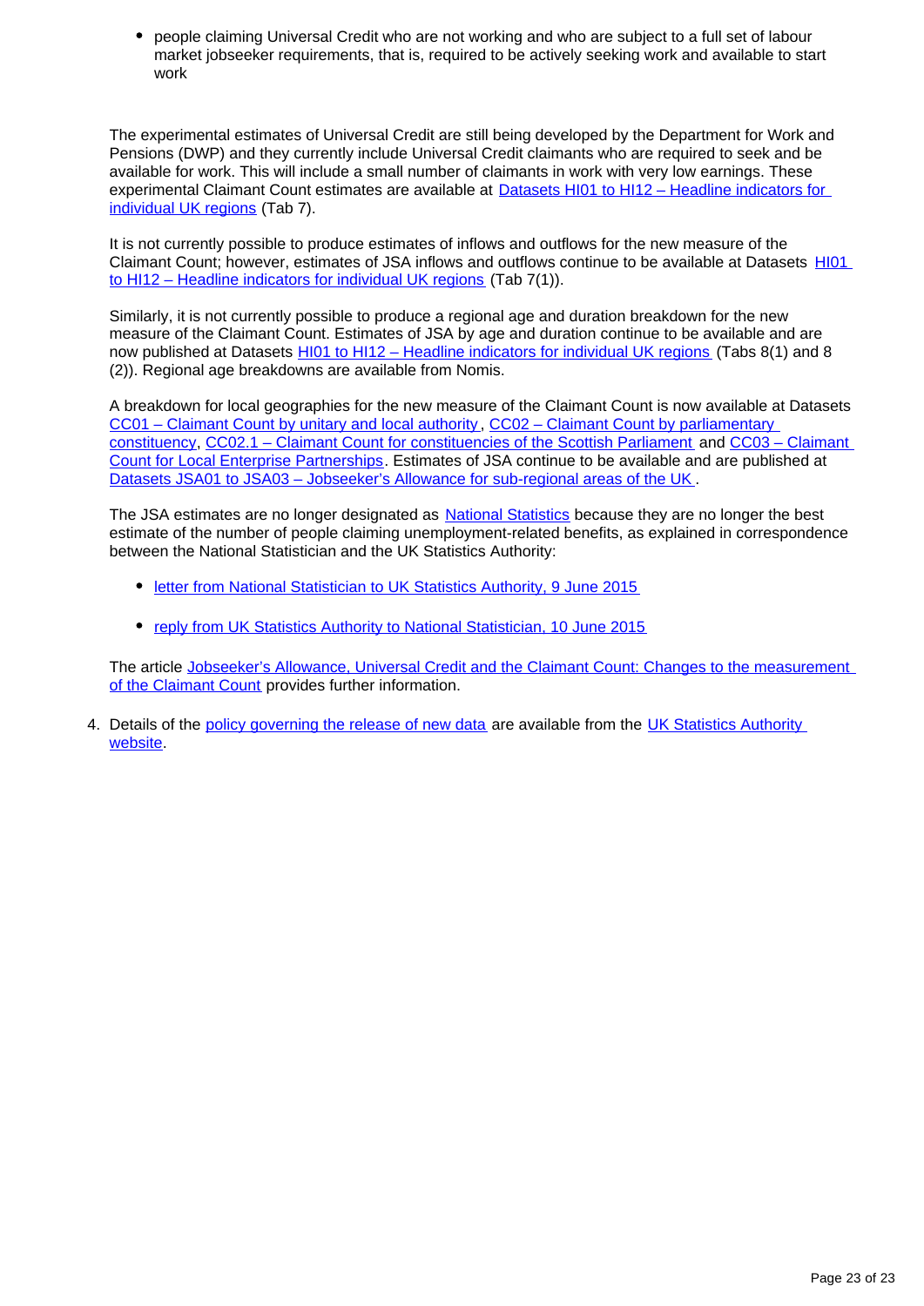- people claiming Universal Credit who are not working and who are subject to a full set of labour market jobseeker requirements, that is, required to be actively seeking work and available to start work

The experimental estimates of Universal Credit are still being developed by the Department for Work and Pensions (DWP) and they currently include Universal Credit claimants who are required to seek and be available for work. This will include a small number of claimants in work with very low earnings. These experimental Claimant Count estimates are available at [Datasets HI01 to HI12 – Headline indicators for individual UK regions] (Tab 7).

It is not currently possible to produce estimates of inflows and outflows for the new measure of the Claimant Count; however, estimates of JSA inflows and outflows continue to be available at Datasets [HI01 to HI12 – Headline indicators for individual UK regions] (Tab 7(1)).

Similarly, it is not currently possible to produce a regional age and duration breakdown for the new measure of the Claimant Count. Estimates of JSA by age and duration continue to be available and are now published at Datasets [HI01 to HI12 – Headline indicators for individual UK regions] (Tabs 8(1) and 8 (2)). Regional age breakdowns are available from Nomis.

A breakdown for local geographies for the new measure of the Claimant Count is now available at Datasets [CC01 – Claimant Count by unitary and local authority], [CC02 – Claimant Count by parliamentary constituency], [CC02.1 – Claimant Count for constituencies of the Scottish Parliament] and [CC03 – Claimant Count for Local Enterprise Partnerships]. Estimates of JSA continue to be available and are published at [Datasets JSA01 to JSA03 – Jobseeker's Allowance for sub-regional areas of the UK].

The JSA estimates are no longer designated as [National Statistics] because they are no longer the best estimate of the number of people claiming unemployment-related benefits, as explained in correspondence between the National Statistician and the UK Statistics Authority:

- [letter from National Statistician to UK Statistics Authority, 9 June 2015]
- [reply from UK Statistics Authority to National Statistician, 10 June 2015]

The article [Jobseeker's Allowance, Universal Credit and the Claimant Count: Changes to the measurement of the Claimant Count] provides further information.

4. Details of the [policy governing the release of new data] are available from the [UK Statistics Authority website].